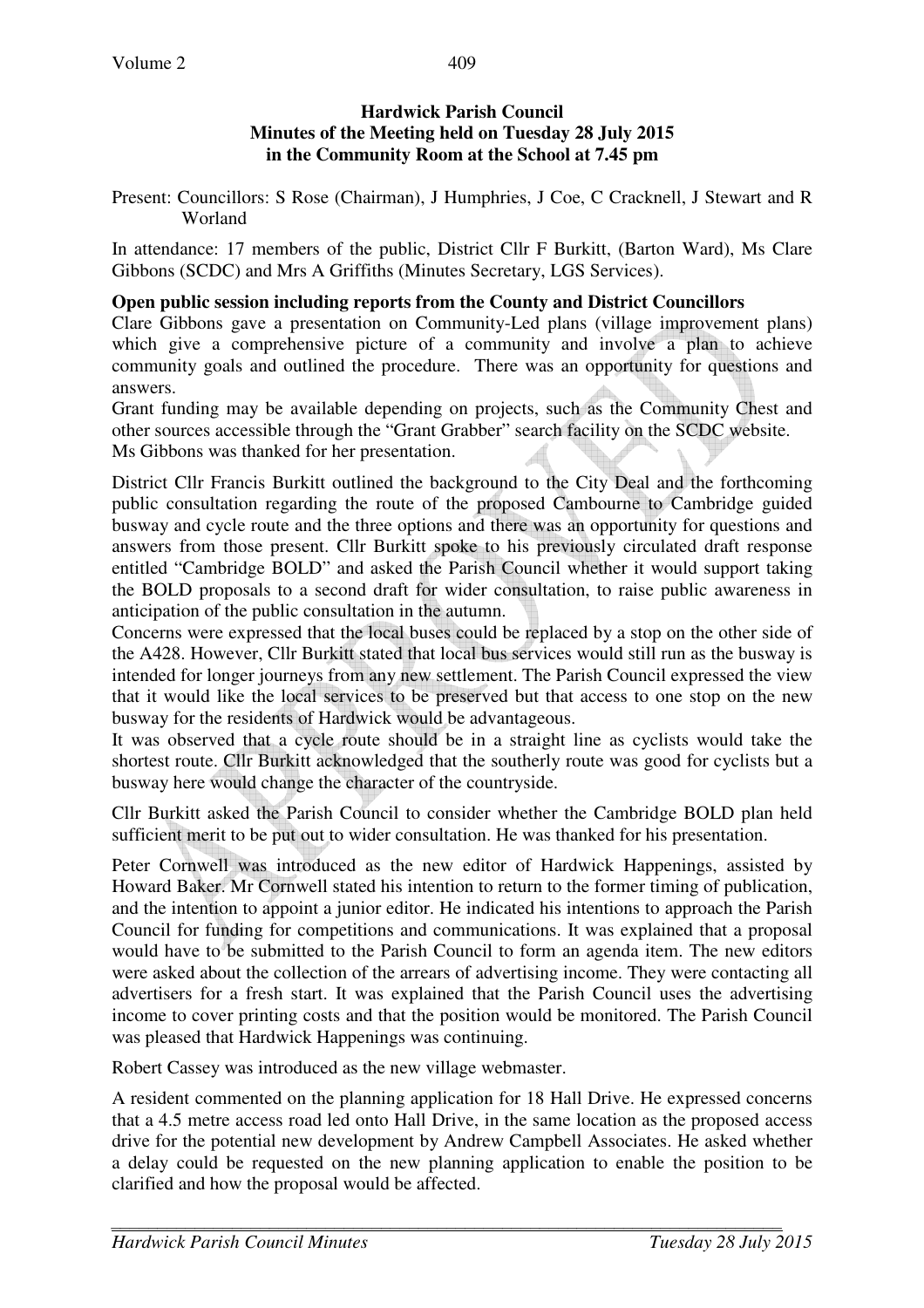**Hardwick Parish Council**
**Minutes of the Meeting held on Tuesday 28 July 2015**
**in the Community Room at the School at 7.45 pm**

Present: Councillors: S Rose (Chairman), J Humphries, J Coe, C Cracknell, J Stewart and R Worland

In attendance: 17 members of the public, District Cllr F Burkitt, (Barton Ward), Ms Clare Gibbons (SCDC) and Mrs A Griffiths (Minutes Secretary, LGS Services).

**Open public session including reports from the County and District Councillors**

Clare Gibbons gave a presentation on Community-Led plans (village improvement plans) which give a comprehensive picture of a community and involve a plan to achieve community goals and outlined the procedure. There was an opportunity for questions and answers.

Grant funding may be available depending on projects, such as the Community Chest and other sources accessible through the "Grant Grabber" search facility on the SCDC website.

Ms Gibbons was thanked for her presentation.

District Cllr Francis Burkitt outlined the background to the City Deal and the forthcoming public consultation regarding the route of the proposed Cambourne to Cambridge guided busway and cycle route and the three options and there was an opportunity for questions and answers from those present. Cllr Burkitt spoke to his previously circulated draft response entitled "Cambridge BOLD" and asked the Parish Council whether it would support taking the BOLD proposals to a second draft for wider consultation, to raise public awareness in anticipation of the public consultation in the autumn.

Concerns were expressed that the local buses could be replaced by a stop on the other side of the A428. However, Cllr Burkitt stated that local bus services would still run as the busway is intended for longer journeys from any new settlement. The Parish Council expressed the view that it would like the local services to be preserved but that access to one stop on the new busway for the residents of Hardwick would be advantageous.

It was observed that a cycle route should be in a straight line as cyclists would take the shortest route. Cllr Burkitt acknowledged that the southerly route was good for cyclists but a busway here would change the character of the countryside.

Cllr Burkitt asked the Parish Council to consider whether the Cambridge BOLD plan held sufficient merit to be put out to wider consultation. He was thanked for his presentation.

Peter Cornwell was introduced as the new editor of Hardwick Happenings, assisted by Howard Baker. Mr Cornwell stated his intention to return to the former timing of publication, and the intention to appoint a junior editor. He indicated his intentions to approach the Parish Council for funding for competitions and communications. It was explained that a proposal would have to be submitted to the Parish Council to form an agenda item. The new editors were asked about the collection of the arrears of advertising income. They were contacting all advertisers for a fresh start. It was explained that the Parish Council uses the advertising income to cover printing costs and that the position would be monitored. The Parish Council was pleased that Hardwick Happenings was continuing.

Robert Cassey was introduced as the new village webmaster.

A resident commented on the planning application for 18 Hall Drive. He expressed concerns that a 4.5 metre access road led onto Hall Drive, in the same location as the proposed access drive for the potential new development by Andrew Campbell Associates. He asked whether a delay could be requested on the new planning application to enable the position to be clarified and how the proposal would be affected.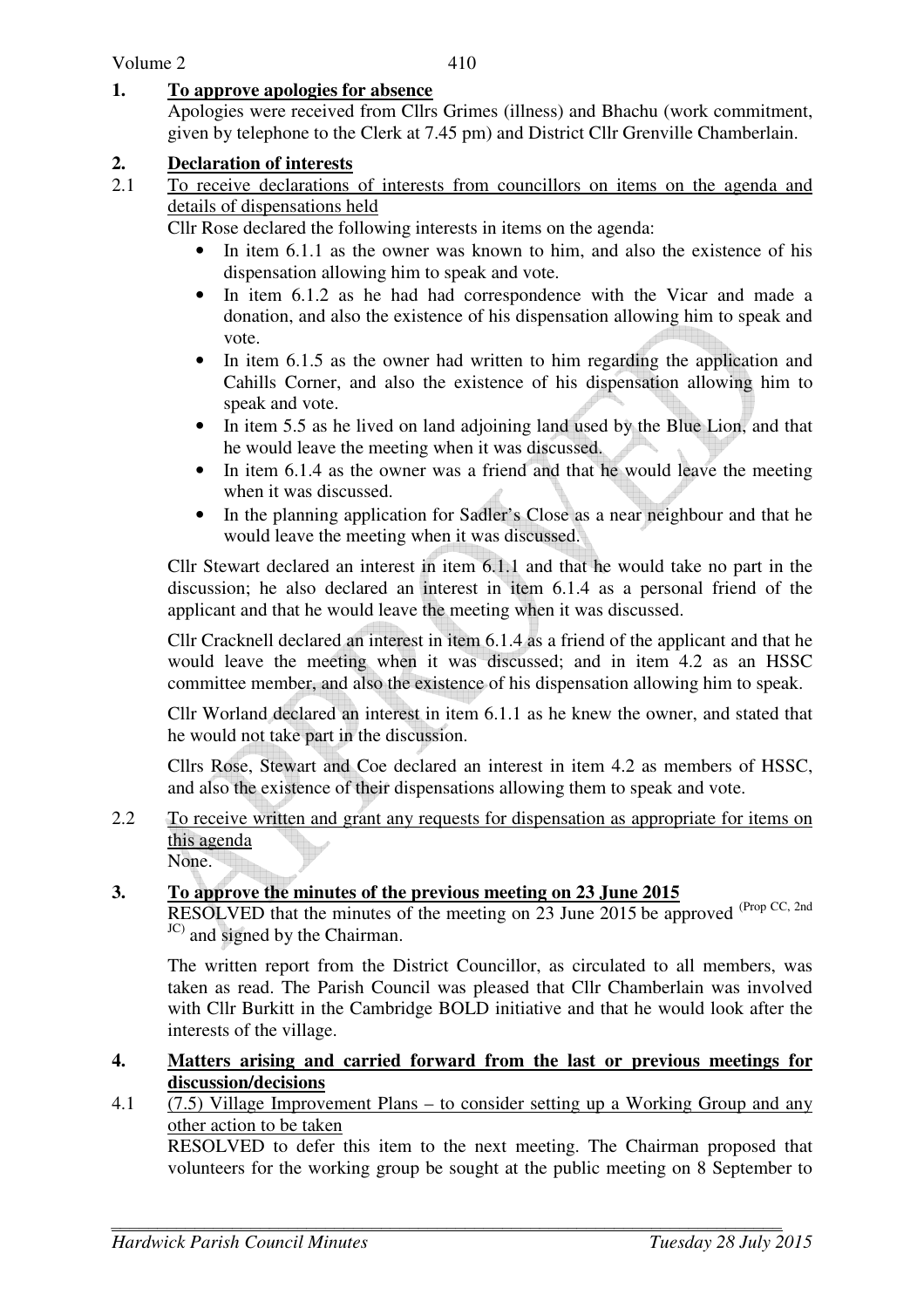## 1. To approve apologies for absence

Apologies were received from Cllrs Grimes (illness) and Bhachu (work commitment, given by telephone to the Clerk at 7.45 pm) and District Cllr Grenville Chamberlain.

## 2. Declaration of interests

2.1 To receive declarations of interests from councillors on items on the agenda and details of dispensations held

Cllr Rose declared the following interests in items on the agenda:

- In item 6.1.1 as the owner was known to him, and also the existence of his dispensation allowing him to speak and vote.
- In item 6.1.2 as he had had correspondence with the Vicar and made a donation, and also the existence of his dispensation allowing him to speak and vote.
- In item 6.1.5 as the owner had written to him regarding the application and Cahills Corner, and also the existence of his dispensation allowing him to speak and vote.
- In item 5.5 as he lived on land adjoining land used by the Blue Lion, and that he would leave the meeting when it was discussed.
- In item 6.1.4 as the owner was a friend and that he would leave the meeting when it was discussed.
- In the planning application for Sadler's Close as a near neighbour and that he would leave the meeting when it was discussed.

Cllr Stewart declared an interest in item 6.1.1 and that he would take no part in the discussion; he also declared an interest in item 6.1.4 as a personal friend of the applicant and that he would leave the meeting when it was discussed.

Cllr Cracknell declared an interest in item 6.1.4 as a friend of the applicant and that he would leave the meeting when it was discussed; and in item 4.2 as an HSSC committee member, and also the existence of his dispensation allowing him to speak.

Cllr Worland declared an interest in item 6.1.1 as he knew the owner, and stated that he would not take part in the discussion.

Cllrs Rose, Stewart and Coe declared an interest in item 4.2 as members of HSSC, and also the existence of their dispensations allowing them to speak and vote.

2.2 To receive written and grant any requests for dispensation as appropriate for items on this agenda

None.

## 3. To approve the minutes of the previous meeting on 23 June 2015

RESOLVED that the minutes of the meeting on 23 June 2015 be approved (Prop CC, 2nd JC) and signed by the Chairman.

The written report from the District Councillor, as circulated to all members, was taken as read. The Parish Council was pleased that Cllr Chamberlain was involved with Cllr Burkitt in the Cambridge BOLD initiative and that he would look after the interests of the village.

## 4. Matters arising and carried forward from the last or previous meetings for discussion/decisions

4.1 (7.5) Village Improvement Plans – to consider setting up a Working Group and any other action to be taken

RESOLVED to defer this item to the next meeting. The Chairman proposed that volunteers for the working group be sought at the public meeting on 8 September to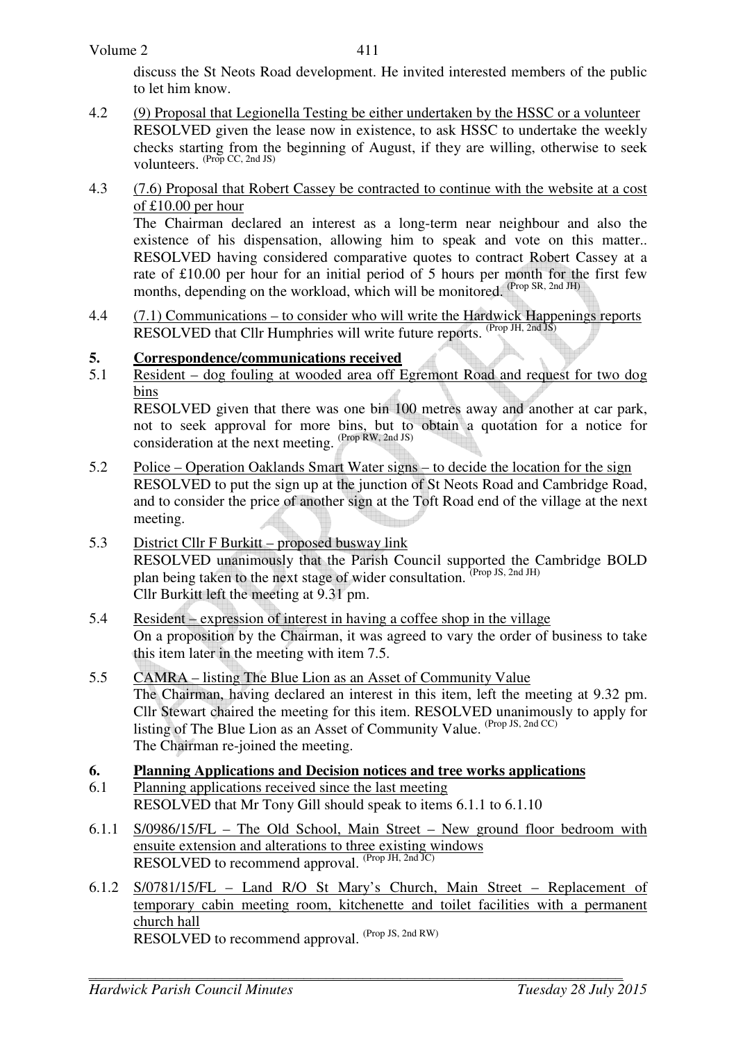discuss the St Neots Road development. He invited interested members of the public to let him know.

4.2 (9) Proposal that Legionella Testing be either undertaken by the HSSC or a volunteer
RESOLVED given the lease now in existence, to ask HSSC to undertake the weekly checks starting from the beginning of August, if they are willing, otherwise to seek volunteers. (Prop CC, 2nd JS)

4.3 (7.6) Proposal that Robert Cassey be contracted to continue with the website at a cost of £10.00 per hour
The Chairman declared an interest as a long-term near neighbour and also the existence of his dispensation, allowing him to speak and vote on this matter.. RESOLVED having considered comparative quotes to contract Robert Cassey at a rate of £10.00 per hour for an initial period of 5 hours per month for the first few months, depending on the workload, which will be monitored. (Prop SR, 2nd JH)

4.4 (7.1) Communications – to consider who will write the Hardwick Happenings reports
RESOLVED that Cllr Humphries will write future reports. (Prop JH, 2nd JS)

## 5. Correspondence/communications received

5.1 Resident – dog fouling at wooded area off Egremont Road and request for two dog bins
RESOLVED given that there was one bin 100 metres away and another at car park, not to seek approval for more bins, but to obtain a quotation for a notice for consideration at the next meeting. (Prop RW, 2nd JS)

5.2 Police – Operation Oaklands Smart Water signs – to decide the location for the sign
RESOLVED to put the sign up at the junction of St Neots Road and Cambridge Road, and to consider the price of another sign at the Toft Road end of the village at the next meeting.

5.3 District Cllr F Burkitt – proposed busway link
RESOLVED unanimously that the Parish Council supported the Cambridge BOLD plan being taken to the next stage of wider consultation. (Prop JS, 2nd JH)
Cllr Burkitt left the meeting at 9.31 pm.

5.4 Resident – expression of interest in having a coffee shop in the village
On a proposition by the Chairman, it was agreed to vary the order of business to take this item later in the meeting with item 7.5.

5.5 CAMRA – listing The Blue Lion as an Asset of Community Value
The Chairman, having declared an interest in this item, left the meeting at 9.32 pm. Cllr Stewart chaired the meeting for this item. RESOLVED unanimously to apply for listing of The Blue Lion as an Asset of Community Value. (Prop JS, 2nd CC)
The Chairman re-joined the meeting.

## 6. Planning Applications and Decision notices and tree works applications

6.1 Planning applications received since the last meeting
RESOLVED that Mr Tony Gill should speak to items 6.1.1 to 6.1.10

6.1.1 S/0986/15/FL – The Old School, Main Street – New ground floor bedroom with ensuite extension and alterations to three existing windows
RESOLVED to recommend approval. (Prop JH, 2nd JC)

6.1.2 S/0781/15/FL – Land R/O St Mary's Church, Main Street – Replacement of temporary cabin meeting room, kitchenette and toilet facilities with a permanent church hall
RESOLVED to recommend approval. (Prop JS, 2nd RW)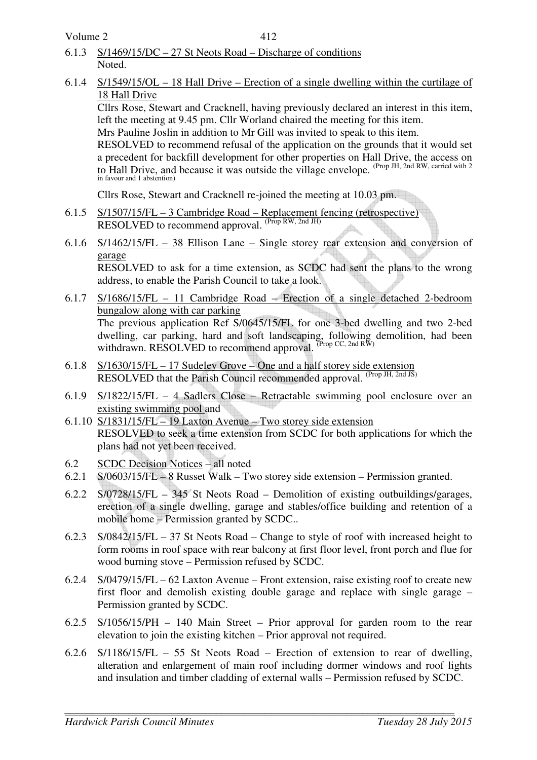6.1.3 S/1469/15/DC – 27 St Neots Road – Discharge of conditions
Noted.

6.1.4 S/1549/15/OL – 18 Hall Drive – Erection of a single dwelling within the curtilage of 18 Hall Drive
Cllrs Rose, Stewart and Cracknell, having previously declared an interest in this item, left the meeting at 9.45 pm. Cllr Worland chaired the meeting for this item.
Mrs Pauline Joslin in addition to Mr Gill was invited to speak to this item.
RESOLVED to recommend refusal of the application on the grounds that it would set a precedent for backfill development for other properties on Hall Drive, the access on to Hall Drive, and because it was outside the village envelope. (Prop JH, 2nd RW, carried with 2 in favour and 1 abstention)

Cllrs Rose, Stewart and Cracknell re-joined the meeting at 10.03 pm.

6.1.5 S/1507/15/FL – 3 Cambridge Road – Replacement fencing (retrospective)
RESOLVED to recommend approval. (Prop RW, 2nd JH)

6.1.6 S/1462/15/FL – 38 Ellison Lane – Single storey rear extension and conversion of garage
RESOLVED to ask for a time extension, as SCDC had sent the plans to the wrong address, to enable the Parish Council to take a look.

6.1.7 S/1686/15/FL – 11 Cambridge Road – Erection of a single detached 2-bedroom bungalow along with car parking
The previous application Ref S/0645/15/FL for one 3-bed dwelling and two 2-bed dwelling, car parking, hard and soft landscaping, following demolition, had been withdrawn. RESOLVED to recommend approval. (Prop CC, 2nd RW)

6.1.8 S/1630/15/FL – 17 Sudeley Grove – One and a half storey side extension
RESOLVED that the Parish Council recommended approval. (Prop JH, 2nd JS)

6.1.9 S/1822/15/FL – 4 Sadlers Close – Retractable swimming pool enclosure over an existing swimming pool and

6.1.10 S/1831/15/FL – 19 Laxton Avenue – Two storey side extension
RESOLVED to seek a time extension from SCDC for both applications for which the plans had not yet been received.

6.2 SCDC Decision Notices – all noted

6.2.1 S/0603/15/FL – 8 Russet Walk – Two storey side extension – Permission granted.

6.2.2 S/0728/15/FL – 345 St Neots Road – Demolition of existing outbuildings/garages, erection of a single dwelling, garage and stables/office building and retention of a mobile home – Permission granted by SCDC..

6.2.3 S/0842/15/FL – 37 St Neots Road – Change to style of roof with increased height to form rooms in roof space with rear balcony at first floor level, front porch and flue for wood burning stove – Permission refused by SCDC.

6.2.4 S/0479/15/FL – 62 Laxton Avenue – Front extension, raise existing roof to create new first floor and demolish existing double garage and replace with single garage – Permission granted by SCDC.

6.2.5 S/1056/15/PH – 140 Main Street – Prior approval for garden room to the rear elevation to join the existing kitchen – Prior approval not required.

6.2.6 S/1186/15/FL – 55 St Neots Road – Erection of extension to rear of dwelling, alteration and enlargement of main roof including dormer windows and roof lights and insulation and timber cladding of external walls – Permission refused by SCDC.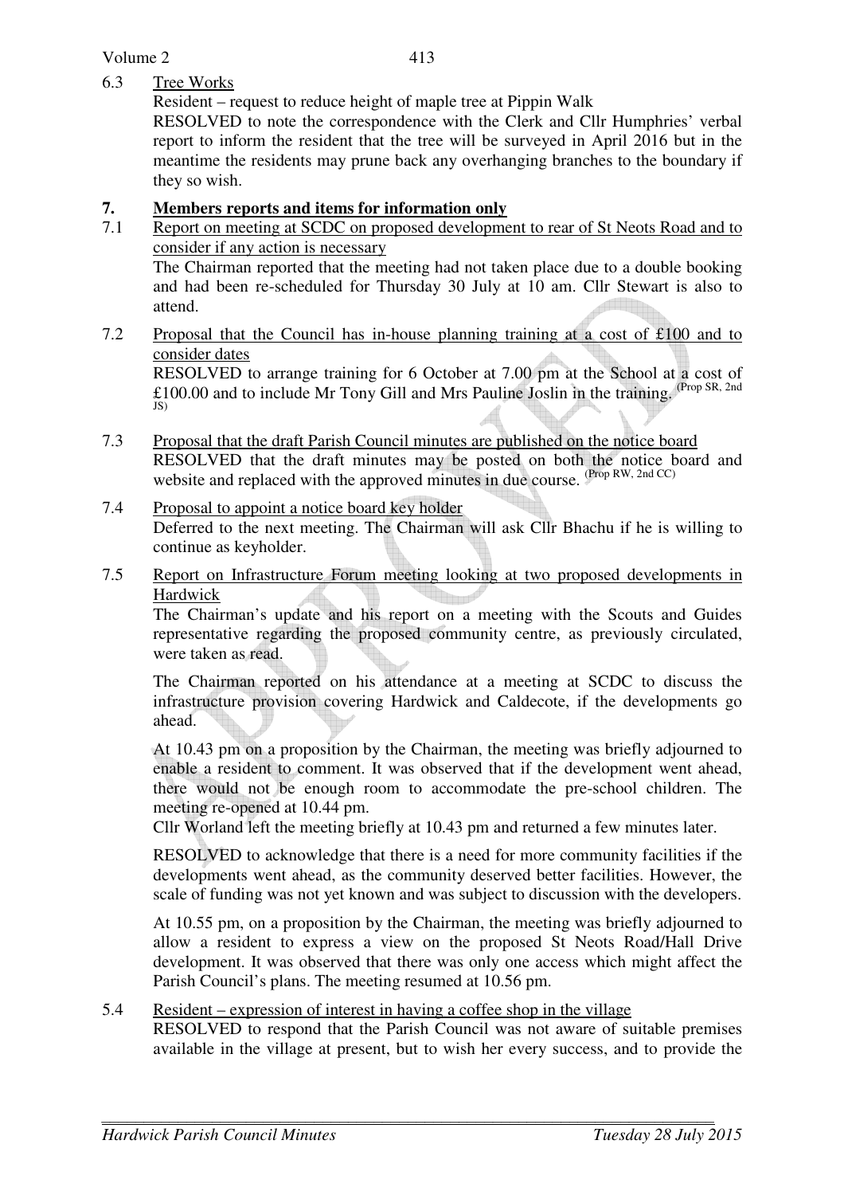6.3 Tree Works

Resident – request to reduce height of maple tree at Pippin Walk

RESOLVED to note the correspondence with the Clerk and Cllr Humphries' verbal report to inform the resident that the tree will be surveyed in April 2016 but in the meantime the residents may prune back any overhanging branches to the boundary if they so wish.

## 7. Members reports and items for information only

7.1 Report on meeting at SCDC on proposed development to rear of St Neots Road and to consider if any action is necessary

The Chairman reported that the meeting had not taken place due to a double booking and had been re-scheduled for Thursday 30 July at 10 am. Cllr Stewart is also to attend.

7.2 Proposal that the Council has in-house planning training at a cost of £100 and to consider dates

RESOLVED to arrange training for 6 October at 7.00 pm at the School at a cost of £100.00 and to include Mr Tony Gill and Mrs Pauline Joslin in the training. (Prop SR, 2nd JS)

7.3 Proposal that the draft Parish Council minutes are published on the notice board

RESOLVED that the draft minutes may be posted on both the notice board and website and replaced with the approved minutes in due course. (Prop RW, 2nd CC)

7.4 Proposal to appoint a notice board key holder

Deferred to the next meeting. The Chairman will ask Cllr Bhachu if he is willing to continue as keyholder.

7.5 Report on Infrastructure Forum meeting looking at two proposed developments in Hardwick

The Chairman's update and his report on a meeting with the Scouts and Guides representative regarding the proposed community centre, as previously circulated, were taken as read.

The Chairman reported on his attendance at a meeting at SCDC to discuss the infrastructure provision covering Hardwick and Caldecote, if the developments go ahead.

At 10.43 pm on a proposition by the Chairman, the meeting was briefly adjourned to enable a resident to comment. It was observed that if the development went ahead, there would not be enough room to accommodate the pre-school children. The meeting re-opened at 10.44 pm.

Cllr Worland left the meeting briefly at 10.43 pm and returned a few minutes later.

RESOLVED to acknowledge that there is a need for more community facilities if the developments went ahead, as the community deserved better facilities. However, the scale of funding was not yet known and was subject to discussion with the developers.

At 10.55 pm, on a proposition by the Chairman, the meeting was briefly adjourned to allow a resident to express a view on the proposed St Neots Road/Hall Drive development. It was observed that there was only one access which might affect the Parish Council's plans. The meeting resumed at 10.56 pm.

5.4 Resident – expression of interest in having a coffee shop in the village

RESOLVED to respond that the Parish Council was not aware of suitable premises available in the village at present, but to wish her every success, and to provide the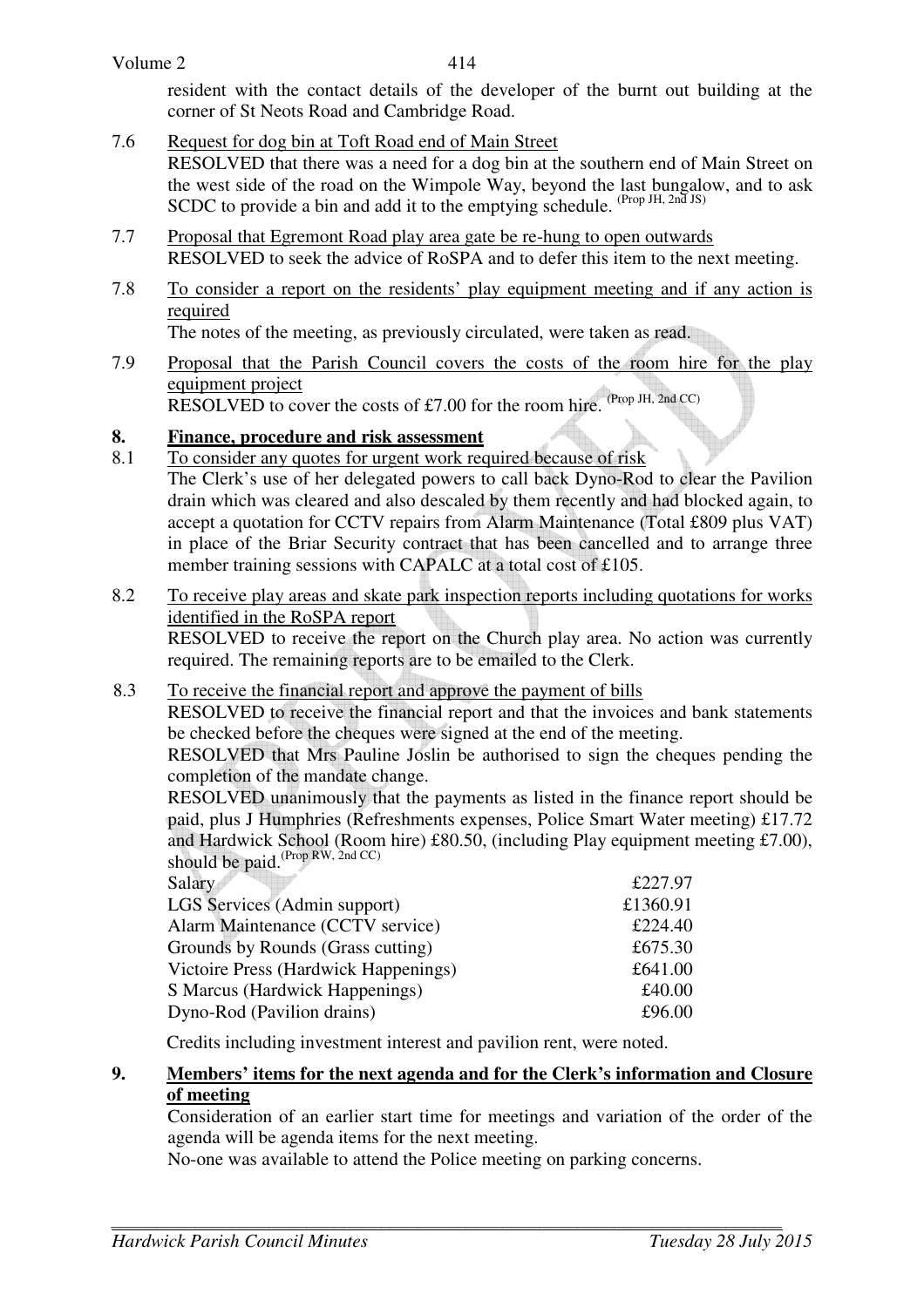resident with the contact details of the developer of the burnt out building at the corner of St Neots Road and Cambridge Road.

7.6 Request for dog bin at Toft Road end of Main Street

RESOLVED that there was a need for a dog bin at the southern end of Main Street on the west side of the road on the Wimpole Way, beyond the last bungalow, and to ask SCDC to provide a bin and add it to the emptying schedule. (Prop JH, 2nd JS)

7.7 Proposal that Egremont Road play area gate be re-hung to open outwards

RESOLVED to seek the advice of RoSPA and to defer this item to the next meeting.

7.8 To consider a report on the residents' play equipment meeting and if any action is required

The notes of the meeting, as previously circulated, were taken as read.

7.9 Proposal that the Parish Council covers the costs of the room hire for the play equipment project

RESOLVED to cover the costs of £7.00 for the room hire. (Prop JH, 2nd CC)

## 8. Finance, procedure and risk assessment

8.1 To consider any quotes for urgent work required because of risk

The Clerk's use of her delegated powers to call back Dyno-Rod to clear the Pavilion drain which was cleared and also descaled by them recently and had blocked again, to accept a quotation for CCTV repairs from Alarm Maintenance (Total £809 plus VAT) in place of the Briar Security contract that has been cancelled and to arrange three member training sessions with CAPALC at a total cost of £105.

8.2 To receive play areas and skate park inspection reports including quotations for works identified in the RoSPA report

RESOLVED to receive the report on the Church play area. No action was currently required. The remaining reports are to be emailed to the Clerk.

8.3 To receive the financial report and approve the payment of bills

RESOLVED to receive the financial report and that the invoices and bank statements be checked before the cheques were signed at the end of the meeting.

RESOLVED that Mrs Pauline Joslin be authorised to sign the cheques pending the completion of the mandate change.

RESOLVED unanimously that the payments as listed in the finance report should be paid, plus J Humphries (Refreshments expenses, Police Smart Water meeting) £17.72 and Hardwick School (Room hire) £80.50, (including Play equipment meeting £7.00), should be paid. (Prop RW, 2nd CC)

| | |
|---|---|
| Salary | £227.97 |
| LGS Services (Admin support) | £1360.91 |
| Alarm Maintenance (CCTV service) | £224.40 |
| Grounds by Rounds (Grass cutting) | £675.30 |
| Victoire Press (Hardwick Happenings) | £641.00 |
| S Marcus (Hardwick Happenings) | £40.00 |
| Dyno-Rod (Pavilion drains) | £96.00 |

Credits including investment interest and pavilion rent, were noted.

## 9. Members' items for the next agenda and for the Clerk's information and Closure of meeting

Consideration of an earlier start time for meetings and variation of the order of the agenda will be agenda items for the next meeting.

No-one was available to attend the Police meeting on parking concerns.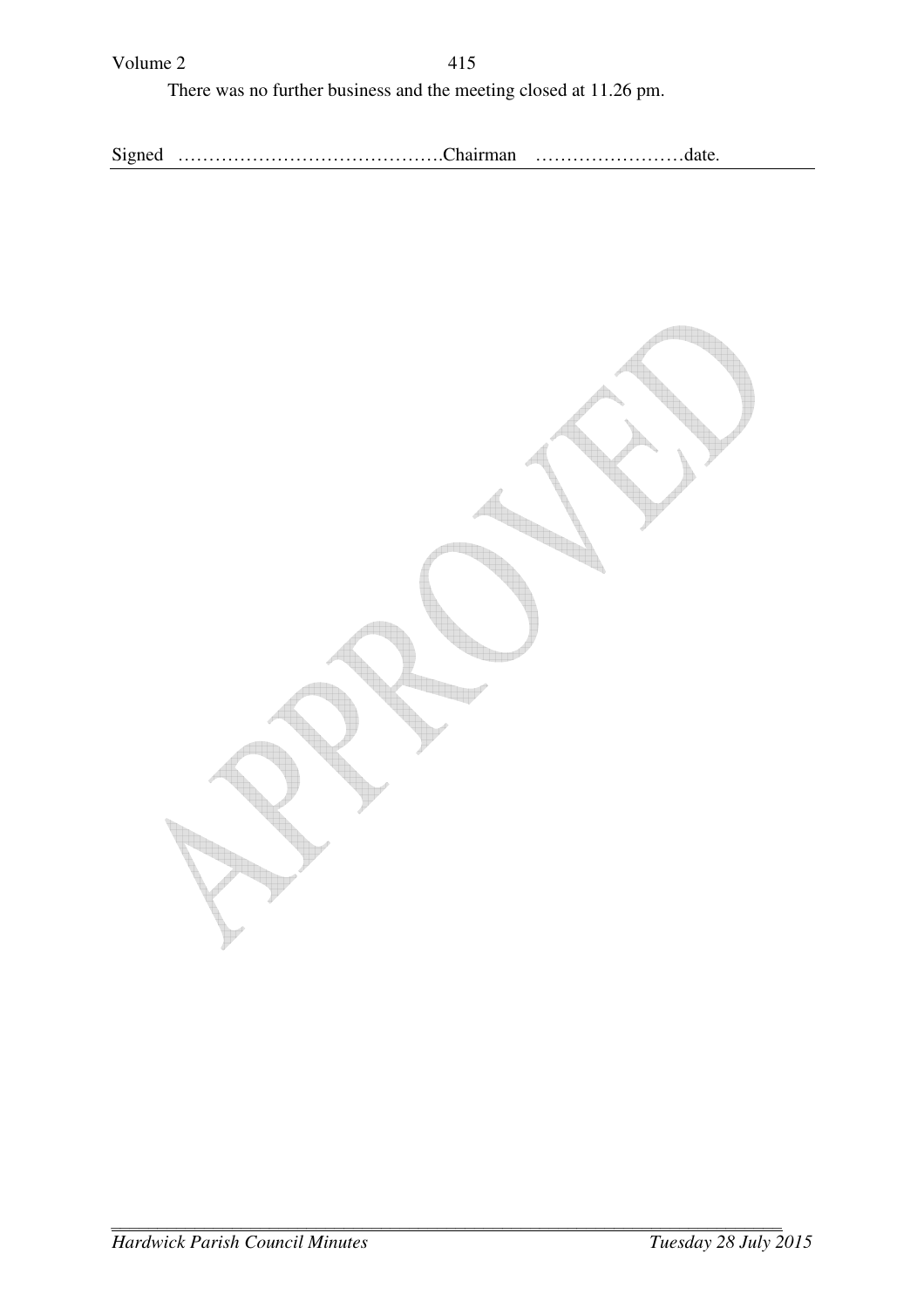There was no further business and the meeting closed at 11.26 pm.

Signed ……………………………………Chairman ……………………date.